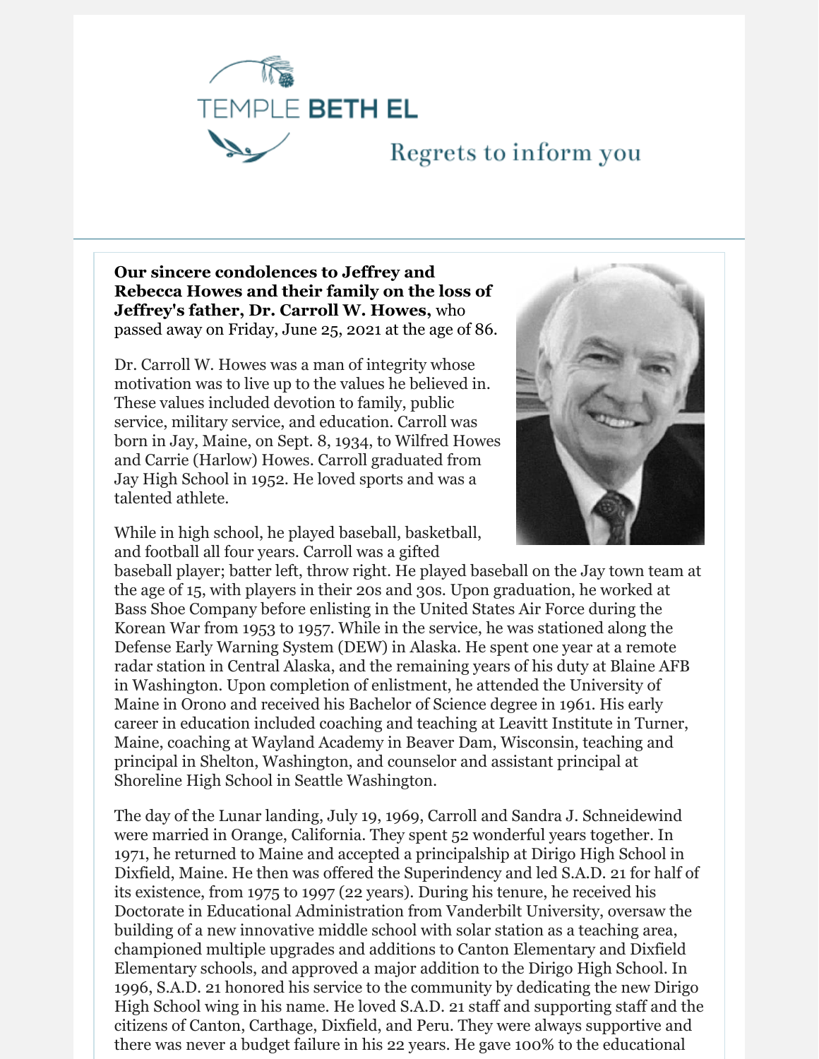TEMPLE BETH EL

Regrets to inform you

**Our sincere condolences to Jeffrey and Rebecca Howes and their family on the loss of Jeffrey's father, Dr. Carroll W. Howes,** who passed away on Friday, June 25, 2021 at the age of 86.

Dr. Carroll W. Howes was a man of integrity whose motivation was to live up to the values he believed in. These values included devotion to family, public service, military service, and education. Carroll was born in Jay, Maine, on Sept. 8, 1934, to Wilfred Howes and Carrie (Harlow) Howes. Carroll graduated from Jay High School in 1952. He loved sports and was a talented athlete.

While in high school, he played baseball, basketball, and football all four years. Carroll was a gifted baseball player; batter left, throw right. He played baseball on the Jay town team at the age of 15, with players in their 20s and 30s. Upon graduation, he worked at Bass Shoe Company before enlisting in the United States Air Force during the Korean War from 1953 to 1957. While in the service, he was stationed along the Defense Early Warning System (DEW) in Alaska. He spent one year at a remote radar station in Central Alaska, and the remaining years of his duty at Blaine AFB in Washington. Upon completion of enlistment, he attended the University of Maine in Orono and received his Bachelor of Science degree in 1961. His early career in education included coaching and teaching at Leavitt Institute in Turner, Maine, coaching at Wayland Academy in Beaver Dam, Wisconsin, teaching and principal in Shelton, Washington, and counselor and assistant principal at Shoreline High School in Seattle Washington.

The day of the Lunar landing, July 19, 1969, Carroll and Sandra J. Schneidewind were married in Orange, California. They spent 52 wonderful years together. In 1971, he returned to Maine and accepted a principalship at Dirigo High School in Dixfield, Maine. He then was offered the Superindency and led S.A.D. 21 for half of its existence, from 1975 to 1997 (22 years). During his tenure, he received his Doctorate in Educational Administration from Vanderbilt University, oversaw the building of a new innovative middle school with solar station as a teaching area, championed multiple upgrades and additions to Canton Elementary and Dixfield Elementary schools, and approved a major addition to the Dirigo High School. In 1996, S.A.D. 21 honored his service to the community by dedicating the new Dirigo High School wing in his name. He loved S.A.D. 21 staff and supporting staff and the citizens of Canton, Carthage, Dixfield, and Peru. They were always supportive and there was never a budget failure in his 22 years. He gave 100% to the educational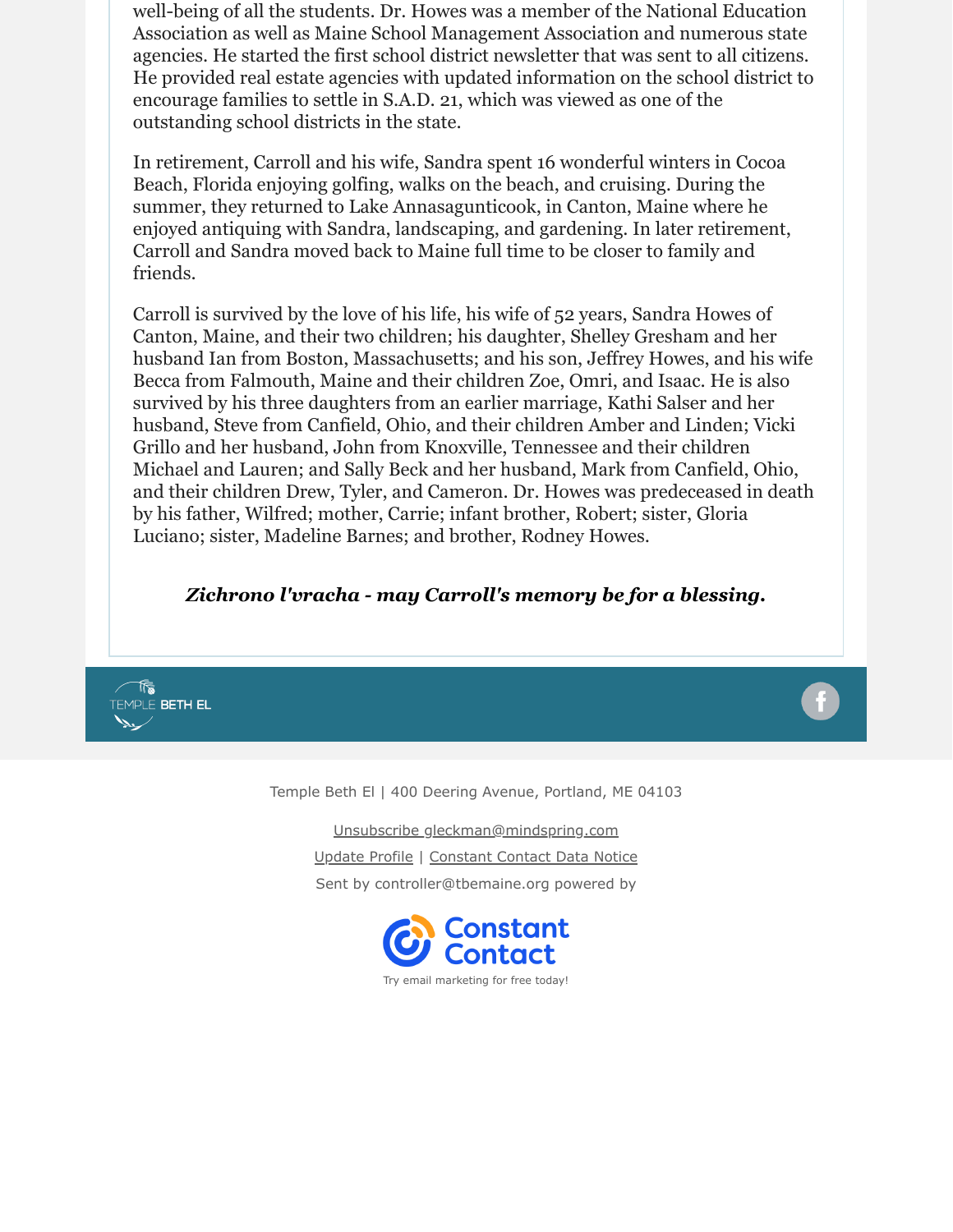well-being of all the students. Dr. Howes was a member of the National Education Association as well as Maine School Management Association and numerous state agencies. He started the first school district newsletter that was sent to all citizens. He provided real estate agencies with updated information on the school district to encourage families to settle in S.A.D. 21, which was viewed as one of the outstanding school districts in the state.

In retirement, Carroll and his wife, Sandra spent 16 wonderful winters in Cocoa Beach, Florida enjoying golfing, walks on the beach, and cruising. During the summer, they returned to Lake Annasagunticook, in Canton, Maine where he enjoyed antiquing with Sandra, landscaping, and gardening. In later retirement, Carroll and Sandra moved back to Maine full time to be closer to family and friends.

Carroll is survived by the love of his life, his wife of 52 years, Sandra Howes of Canton, Maine, and their two children; his daughter, Shelley Gresham and her husband Ian from Boston, Massachusetts; and his son, Jeffrey Howes, and his wife Becca from Falmouth, Maine and their children Zoe, Omri, and Isaac. He is also survived by his three daughters from an earlier marriage, Kathi Salser and her husband, Steve from Canfield, Ohio, and their children Amber and Linden; Vicki Grillo and her husband, John from Knoxville, Tennessee and their children Michael and Lauren; and Sally Beck and her husband, Mark from Canfield, Ohio, and their children Drew, Tyler, and Cameron. Dr. Howes was predeceased in death by his father, Wilfred; mother, Carrie; infant brother, Robert; sister, Gloria Luciano; sister, Madeline Barnes; and brother, Rodney Howes.

***Zichrono l'vracha - may Carroll's memory be for a blessing.***

TEMPLE BETH EL

Temple Beth El | 400 Deering Avenue, Portland, ME 04103

Unsubscribe gleckman@mindspring.com

Update Profile | Constant Contact Data Notice

Sent by controller@tbemaine.org powered by

Constant Contact

Try email marketing for free today!